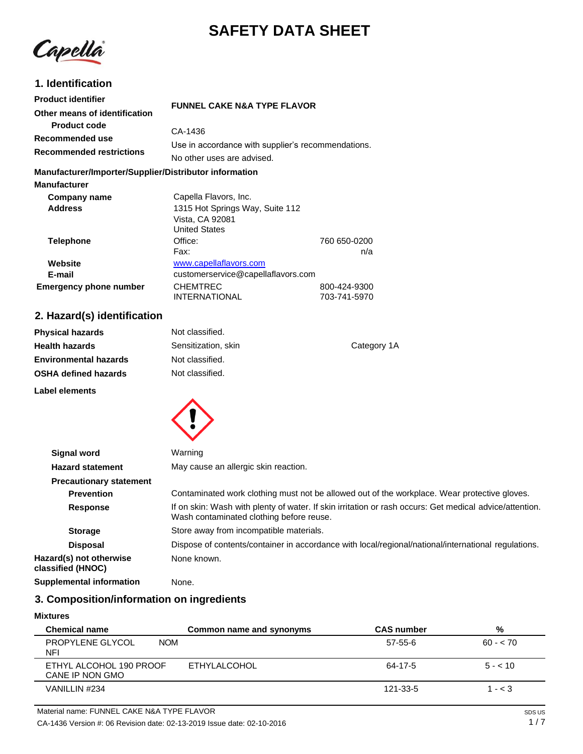# SAFETY DATA SHEET

## 1. Identification

| | |
|---|---|
| **Product identifier** | **FUNNEL CAKE N&A TYPE FLAVOR** |
| **Other means of identification** | |
| **Product code** | CA-1436 |
| **Recommended use** | Use in accordance with supplier's recommendations. |
| **Recommended restrictions** | No other uses are advised. |

**Manufacturer/Importer/Supplier/Distributor information**

**Manufacturer**

| | | |
|---|---|---|
| **Company name** | Capella Flavors, Inc. | |
| **Address** | 1315 Hot Springs Way, Suite 112<br>Vista, CA 92081<br>United States | |
| **Telephone** | Office: | 760 650-0200 |
| | Fax: | n/a |
| **Website** | www.capellaflavors.com | |
| **E-mail** | customerservice@capellaflavors.com | |
| **Emergency phone number** | CHEMTREC | 800-424-9300 |
| | INTERNATIONAL | 703-741-5970 |

## 2. Hazard(s) identification

| | | |
|---|---|---|
| **Physical hazards** | Not classified. | |
| **Health hazards** | Sensitization, skin | Category 1A |
| **Environmental hazards** | Not classified. | |
| **OSHA defined hazards** | Not classified. | |

**Label elements**

| | |
|---|---|
| **Signal word** | Warning |
| **Hazard statement** | May cause an allergic skin reaction. |
| **Precautionary statement** | |
| **Prevention** | Contaminated work clothing must not be allowed out of the workplace. Wear protective gloves. |
| **Response** | If on skin: Wash with plenty of water. If skin irritation or rash occurs: Get medical advice/attention. Wash contaminated clothing before reuse. |
| **Storage** | Store away from incompatible materials. |
| **Disposal** | Dispose of contents/container in accordance with local/regional/national/international regulations. |
| **Hazard(s) not otherwise classified (HNOC)** | None known. |
| **Supplemental information** | None. |

## 3. Composition/information on ingredients

**Mixtures**

| Chemical name | Common name and synonyms | CAS number | % |
|---|---|---|---|
| PROPYLENE GLYCOL NOM NFI | | 57-55-6 | 60 - < 70 |
| ETHYL ALCOHOL 190 PROOF CANE IP NON GMO | ETHYLALCOHOL | 64-17-5 | 5 - < 10 |
| VANILLIN #234 | | 121-33-5 | 1 - < 3 |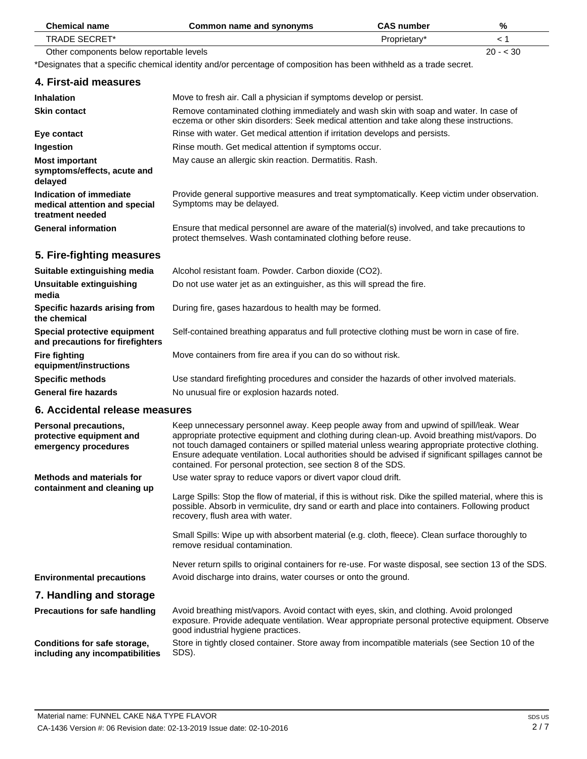| Chemical name | Common name and synonyms | CAS number | % |
|---|---|---|---|
| TRADE SECRET* | | Proprietary* | < 1 |
| Other components below reportable levels | | | 20 - < 30 |

*Designates that a specific chemical identity and/or percentage of composition has been withheld as a trade secret.

## 4. First-aid measures

**Inhalation**
Move to fresh air. Call a physician if symptoms develop or persist.

**Skin contact**
Remove contaminated clothing immediately and wash skin with soap and water. In case of eczema or other skin disorders: Seek medical attention and take along these instructions.

**Eye contact**
Rinse with water. Get medical attention if irritation develops and persists.

**Ingestion**
Rinse mouth. Get medical attention if symptoms occur.

**Most important symptoms/effects, acute and delayed**
May cause an allergic skin reaction. Dermatitis. Rash.

**Indication of immediate medical attention and special treatment needed**
Provide general supportive measures and treat symptomatically. Keep victim under observation. Symptoms may be delayed.

**General information**
Ensure that medical personnel are aware of the material(s) involved, and take precautions to protect themselves. Wash contaminated clothing before reuse.

## 5. Fire-fighting measures

**Suitable extinguishing media**
Alcohol resistant foam. Powder. Carbon dioxide ($CO_2$).

**Unsuitable extinguishing media**
Do not use water jet as an extinguisher, as this will spread the fire.

**Specific hazards arising from the chemical**
During fire, gases hazardous to health may be formed.

**Special protective equipment and precautions for firefighters**
Self-contained breathing apparatus and full protective clothing must be worn in case of fire.

**Fire fighting equipment/instructions**
Move containers from fire area if you can do so without risk.

**Specific methods**
Use standard firefighting procedures and consider the hazards of other involved materials.

**General fire hazards**
No unusual fire or explosion hazards noted.

## 6. Accidental release measures

**Personal precautions, protective equipment and emergency procedures**
Keep unnecessary personnel away. Keep people away from and upwind of spill/leak. Wear appropriate protective equipment and clothing during clean-up. Avoid breathing mist/vapors. Do not touch damaged containers or spilled material unless wearing appropriate protective clothing. Ensure adequate ventilation. Local authorities should be advised if significant spillages cannot be contained. For personal protection, see section 8 of the SDS.

**Methods and materials for containment and cleaning up**
Use water spray to reduce vapors or divert vapor cloud drift.

Large Spills: Stop the flow of material, if this is without risk. Dike the spilled material, where this is possible. Absorb in vermiculite, dry sand or earth and place into containers. Following product recovery, flush area with water.

Small Spills: Wipe up with absorbent material (e.g. cloth, fleece). Clean surface thoroughly to remove residual contamination.

Never return spills to original containers for re-use. For waste disposal, see section 13 of the SDS.

**Environmental precautions**
Avoid discharge into drains, water courses or onto the ground.

## 7. Handling and storage

**Precautions for safe handling**
Avoid breathing mist/vapors. Avoid contact with eyes, skin, and clothing. Avoid prolonged exposure. Provide adequate ventilation. Wear appropriate personal protective equipment. Observe good industrial hygiene practices.

**Conditions for safe storage, including any incompatibilities**
Store in tightly closed container. Store away from incompatible materials (see Section 10 of the SDS).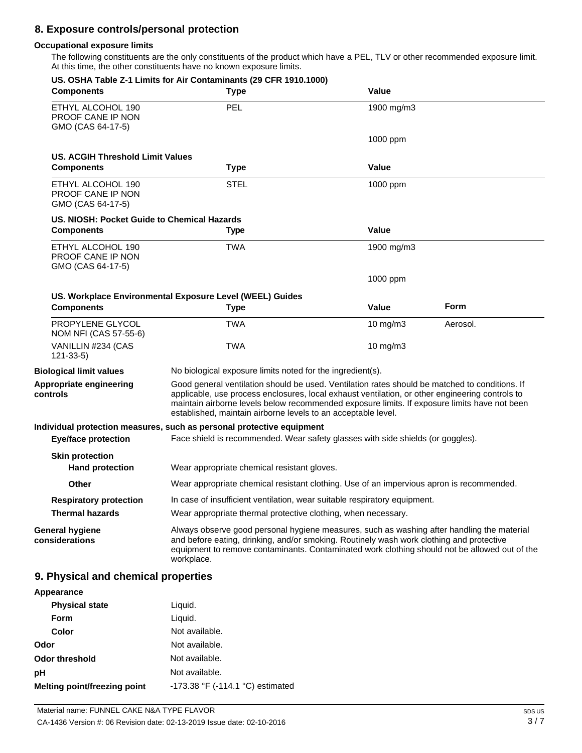## 8. Exposure controls/personal protection

### Occupational exposure limits

The following constituents are the only constituents of the product which have a PEL, TLV or other recommended exposure limit. At this time, the other constituents have no known exposure limits.

**US. OSHA Table Z-1 Limits for Air Contaminants (29 CFR 1910.1000)**

| Components | Type | Value |
|---|---|---|
| ETHYL ALCOHOL 190 PROOF CANE IP NON GMO (CAS 64-17-5) | PEL | 1900 mg/m3 |
| | | 1000 ppm |

**US. ACGIH Threshold Limit Values**

| Components | Type | Value |
|---|---|---|
| ETHYL ALCOHOL 190 PROOF CANE IP NON GMO (CAS 64-17-5) | STEL | 1000 ppm |

**US. NIOSH: Pocket Guide to Chemical Hazards**

| Components | Type | Value |
|---|---|---|
| ETHYL ALCOHOL 190 PROOF CANE IP NON GMO (CAS 64-17-5) | TWA | 1900 mg/m3 |
| | | 1000 ppm |

**US. Workplace Environmental Exposure Level (WEEL) Guides**

| Components | Type | Value | Form |
|---|---|---|---|
| PROPYLENE GLYCOL NOM NFI (CAS 57-55-6) | TWA | 10 mg/m3 | Aerosol. |
| VANILLIN #234 (CAS 121-33-5) | TWA | 10 mg/m3 | |

**Biological limit values**
No biological exposure limits noted for the ingredient(s).

**Appropriate engineering controls**
Good general ventilation should be used. Ventilation rates should be matched to conditions. If applicable, use process enclosures, local exhaust ventilation, or other engineering controls to maintain airborne levels below recommended exposure limits. If exposure limits have not been established, maintain airborne levels to an acceptable level.

### Individual protection measures, such as personal protective equipment

**Eye/face protection**
Face shield is recommended. Wear safety glasses with side shields (or goggles).

**Skin protection**

**Hand protection**
Wear appropriate chemical resistant gloves.

**Other**
Wear appropriate chemical resistant clothing. Use of an impervious apron is recommended.

**Respiratory protection**
In case of insufficient ventilation, wear suitable respiratory equipment.

**Thermal hazards**
Wear appropriate thermal protective clothing, when necessary.

**General hygiene considerations**
Always observe good personal hygiene measures, such as washing after handling the material and before eating, drinking, and/or smoking. Routinely wash work clothing and protective equipment to remove contaminants. Contaminated work clothing should not be allowed out of the workplace.

## 9. Physical and chemical properties

**Appearance**

| | |
|---|---|
| **Physical state** | Liquid. |
| **Form** | Liquid. |
| **Color** | Not available. |
| **Odor** | Not available. |
| **Odor threshold** | Not available. |
| **pH** | Not available. |
| **Melting point/freezing point** | -173.38 °F (-114.1 °C) estimated |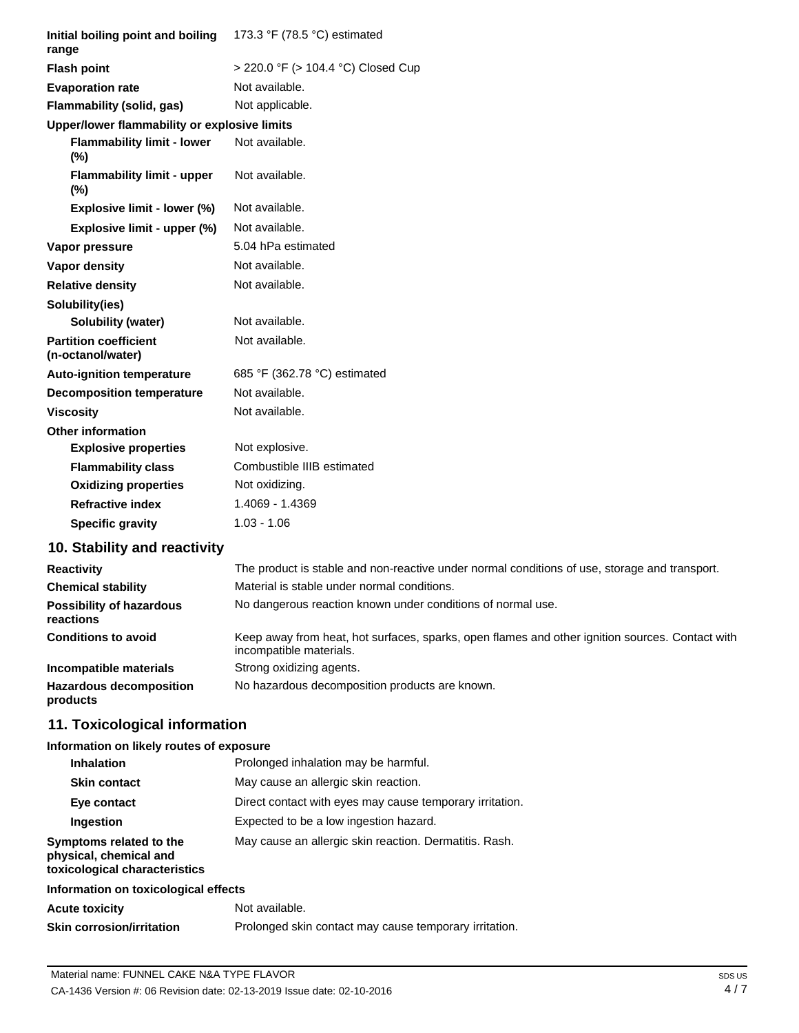| | |
|---|---|
| **Initial boiling point and boiling range** | 173.3 °F (78.5 °C) estimated |
| **Flash point** | > 220.0 °F (> 104.4 °C) Closed Cup |
| **Evaporation rate** | Not available. |
| **Flammability (solid, gas)** | Not applicable. |
| **Upper/lower flammability or explosive limits** | |
| **Flammability limit - lower (%)** | Not available. |
| **Flammability limit - upper (%)** | Not available. |
| **Explosive limit - lower (%)** | Not available. |
| **Explosive limit - upper (%)** | Not available. |
| **Vapor pressure** | 5.04 hPa estimated |
| **Vapor density** | Not available. |
| **Relative density** | Not available. |
| **Solubility(ies)** | |
| **Solubility (water)** | Not available. |
| **Partition coefficient (n-octanol/water)** | Not available. |
| **Auto-ignition temperature** | 685 °F (362.78 °C) estimated |
| **Decomposition temperature** | Not available. |
| **Viscosity** | Not available. |
| **Other information** | |
| **Explosive properties** | Not explosive. |
| **Flammability class** | Combustible IIIB estimated |
| **Oxidizing properties** | Not oxidizing. |
| **Refractive index** | 1.4069 - 1.4369 |
| **Specific gravity** | 1.03 - 1.06 |

## 10. Stability and reactivity

| | |
|---|---|
| **Reactivity** | The product is stable and non-reactive under normal conditions of use, storage and transport. |
| **Chemical stability** | Material is stable under normal conditions. |
| **Possibility of hazardous reactions** | No dangerous reaction known under conditions of normal use. |
| **Conditions to avoid** | Keep away from heat, hot surfaces, sparks, open flames and other ignition sources. Contact with incompatible materials. |
| **Incompatible materials** | Strong oxidizing agents. |
| **Hazardous decomposition products** | No hazardous decomposition products are known. |

## 11. Toxicological information

| | |
|---|---|
| **Information on likely routes of exposure** | |
| **Inhalation** | Prolonged inhalation may be harmful. |
| **Skin contact** | May cause an allergic skin reaction. |
| **Eye contact** | Direct contact with eyes may cause temporary irritation. |
| **Ingestion** | Expected to be a low ingestion hazard. |
| **Symptoms related to the physical, chemical and toxicological characteristics** | May cause an allergic skin reaction. Dermatitis. Rash. |
| **Information on toxicological effects** | |
| **Acute toxicity** | Not available. |
| **Skin corrosion/irritation** | Prolonged skin contact may cause temporary irritation. |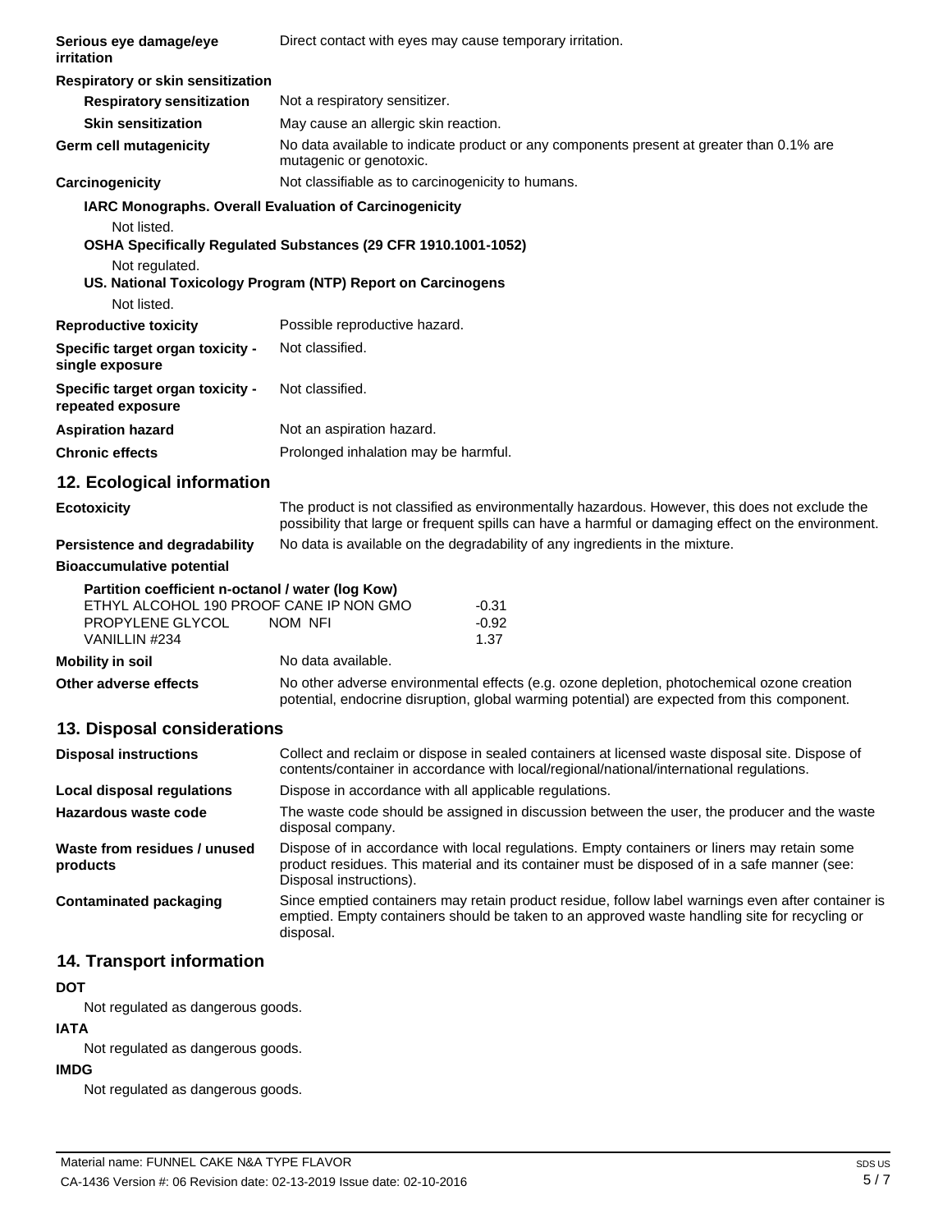**Serious eye damage/eye irritation** Direct contact with eyes may cause temporary irritation.

**Respiratory or skin sensitization**

**Respiratory sensitization** Not a respiratory sensitizer.

**Skin sensitization** May cause an allergic skin reaction.

**Germ cell mutagenicity** No data available to indicate product or any components present at greater than 0.1% are mutagenic or genotoxic.

**Carcinogenicity** Not classifiable as to carcinogenicity to humans.

**IARC Monographs. Overall Evaluation of Carcinogenicity**

Not listed.

**OSHA Specifically Regulated Substances (29 CFR 1910.1001-1052)**

Not regulated.

**US. National Toxicology Program (NTP) Report on Carcinogens**

Not listed.

**Reproductive toxicity** Possible reproductive hazard.

**Specific target organ toxicity - single exposure** Not classified.

**Specific target organ toxicity - repeated exposure** Not classified.

**Aspiration hazard** Not an aspiration hazard.

**Chronic effects** Prolonged inhalation may be harmful.

## 12. Ecological information

**Ecotoxicity** The product is not classified as environmentally hazardous. However, this does not exclude the possibility that large or frequent spills can have a harmful or damaging effect on the environment.

**Persistence and degradability** No data is available on the degradability of any ingredients in the mixture.

**Bioaccumulative potential**

**Partition coefficient n-octanol / water (log Kow)**

| | |
|---|---|
| ETHYL ALCOHOL 190 PROOF CANE IP NON GMO | -0.31 |
| PROPYLENE GLYCOL NOM NFI | -0.92 |
| VANILLIN #234 | 1.37 |

**Mobility in soil** No data available.

**Other adverse effects** No other adverse environmental effects (e.g. ozone depletion, photochemical ozone creation potential, endocrine disruption, global warming potential) are expected from this component.

## 13. Disposal considerations

**Disposal instructions** Collect and reclaim or dispose in sealed containers at licensed waste disposal site. Dispose of contents/container in accordance with local/regional/national/international regulations.

**Local disposal regulations** Dispose in accordance with all applicable regulations.

**Hazardous waste code** The waste code should be assigned in discussion between the user, the producer and the waste disposal company.

**Waste from residues / unused products** Dispose of in accordance with local regulations. Empty containers or liners may retain some product residues. This material and its container must be disposed of in a safe manner (see: Disposal instructions).

**Contaminated packaging** Since emptied containers may retain product residue, follow label warnings even after container is emptied. Empty containers should be taken to an approved waste handling site for recycling or disposal.

## 14. Transport information

**DOT**

Not regulated as dangerous goods.

**IATA**

Not regulated as dangerous goods.

**IMDG**

Not regulated as dangerous goods.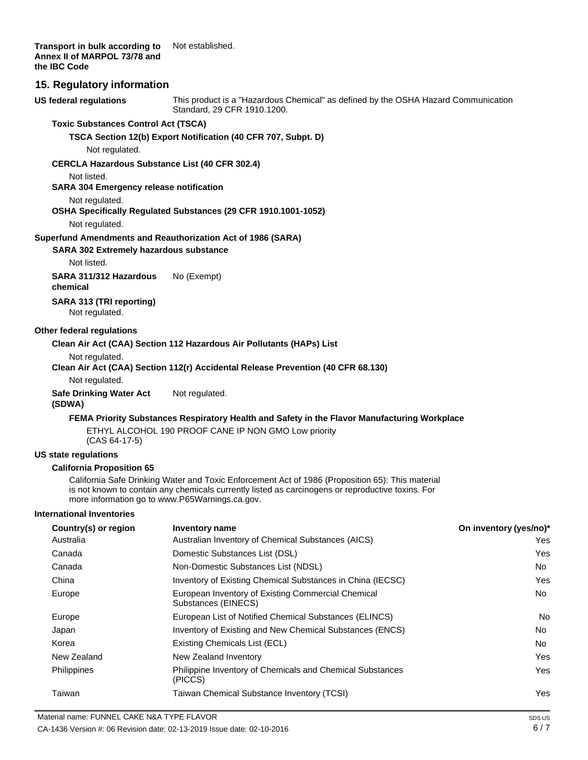**Transport in bulk according to Annex II of MARPOL 73/78 and the IBC Code** Not established.

## 15. Regulatory information

**US federal regulations** This product is a "Hazardous Chemical" as defined by the OSHA Hazard Communication Standard, 29 CFR 1910.1200.

**Toxic Substances Control Act (TSCA)**

**TSCA Section 12(b) Export Notification (40 CFR 707, Subpt. D)**

Not regulated.

**CERCLA Hazardous Substance List (40 CFR 302.4)**

Not listed.

**SARA 304 Emergency release notification**

Not regulated.

**OSHA Specifically Regulated Substances (29 CFR 1910.1001-1052)**

Not regulated.

**Superfund Amendments and Reauthorization Act of 1986 (SARA)**

**SARA 302 Extremely hazardous substance**

Not listed.

**SARA 311/312 Hazardous chemical** No (Exempt)

**SARA 313 (TRI reporting)**

Not regulated.

**Other federal regulations**

**Clean Air Act (CAA) Section 112 Hazardous Air Pollutants (HAPs) List**

Not regulated.

**Clean Air Act (CAA) Section 112(r) Accidental Release Prevention (40 CFR 68.130)**

Not regulated.

**Safe Drinking Water Act (SDWA)** Not regulated.

**FEMA Priority Substances Respiratory Health and Safety in the Flavor Manufacturing Workplace**

ETHYL ALCOHOL 190 PROOF CANE IP NON GMO Low priority (CAS 64-17-5)

**US state regulations**

**California Proposition 65**

California Safe Drinking Water and Toxic Enforcement Act of 1986 (Proposition 65): This material is not known to contain any chemicals currently listed as carcinogens or reproductive toxins. For more information go to www.P65Warnings.ca.gov.

**International Inventories**

| Country(s) or region | Inventory name | On inventory (yes/no)* |
|---|---|---|
| Australia | Australian Inventory of Chemical Substances (AICS) | Yes |
| Canada | Domestic Substances List (DSL) | Yes |
| Canada | Non-Domestic Substances List (NDSL) | No |
| China | Inventory of Existing Chemical Substances in China (IECSC) | Yes |
| Europe | European Inventory of Existing Commercial Chemical Substances (EINECS) | No |
| Europe | European List of Notified Chemical Substances (ELINCS) | No |
| Japan | Inventory of Existing and New Chemical Substances (ENCS) | No |
| Korea | Existing Chemicals List (ECL) | No |
| New Zealand | New Zealand Inventory | Yes |
| Philippines | Philippine Inventory of Chemicals and Chemical Substances (PICCS) | Yes |
| Taiwan | Taiwan Chemical Substance Inventory (TCSI) | Yes |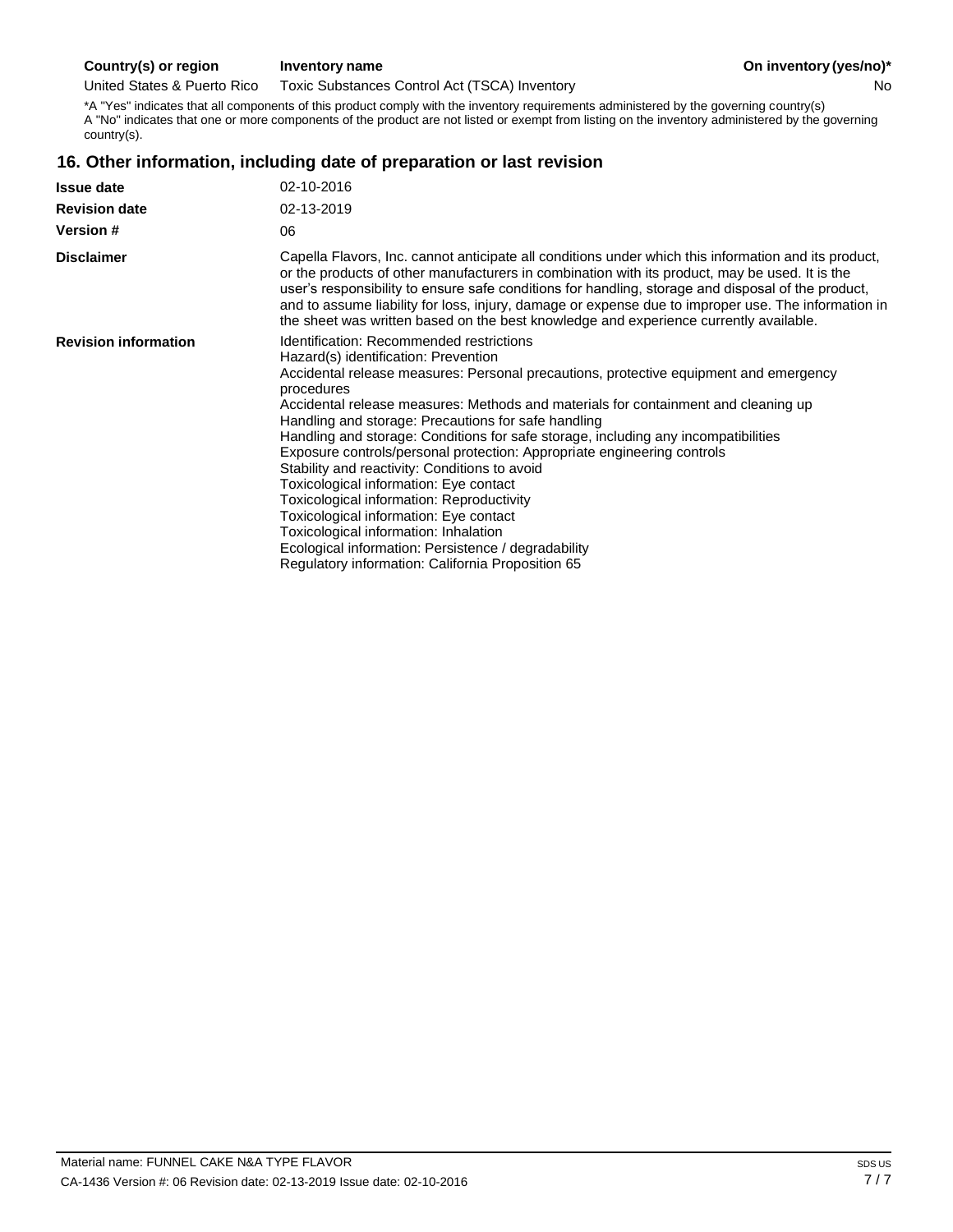| Country(s) or region | Inventory name | On inventory (yes/no)* |
|---|---|---|
| United States & Puerto Rico | Toxic Substances Control Act (TSCA) Inventory | No |

*A "Yes" indicates that all components of this product comply with the inventory requirements administered by the governing country(s)
A "No" indicates that one or more components of the product are not listed or exempt from listing on the inventory administered by the governing country(s).

## 16. Other information, including date of preparation or last revision

**Issue date** 02-10-2016

**Revision date** 02-13-2019

**Version #** 06

**Disclaimer** Capella Flavors, Inc. cannot anticipate all conditions under which this information and its product, or the products of other manufacturers in combination with its product, may be used. It is the user's responsibility to ensure safe conditions for handling, storage and disposal of the product, and to assume liability for loss, injury, damage or expense due to improper use. The information in the sheet was written based on the best knowledge and experience currently available.

**Revision information**
Identification: Recommended restrictions
Hazard(s) identification: Prevention
Accidental release measures: Personal precautions, protective equipment and emergency procedures
Accidental release measures: Methods and materials for containment and cleaning up
Handling and storage: Precautions for safe handling
Handling and storage: Conditions for safe storage, including any incompatibilities
Exposure controls/personal protection: Appropriate engineering controls
Stability and reactivity: Conditions to avoid
Toxicological information: Eye contact
Toxicological information: Reproductivity
Toxicological information: Eye contact
Toxicological information: Inhalation
Ecological information: Persistence / degradability
Regulatory information: California Proposition 65

Material name: FUNNEL CAKE N&A TYPE FLAVOR
CA-1436 Version #: 06 Revision date: 02-13-2019 Issue date: 02-10-2016